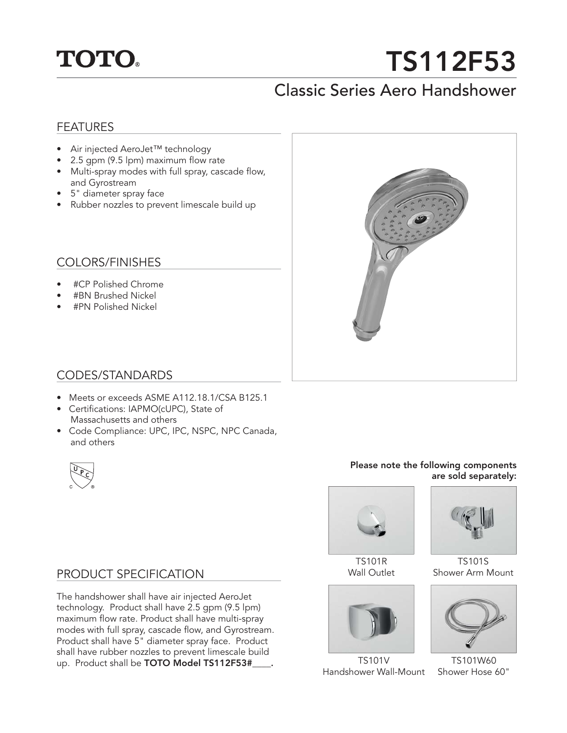TOTO®

# TS112F53

## Classic Series Aero Handshower

### FEATURES

- Air injected AeroJet™ technology
- 2.5 gpm (9.5 lpm) maximum flow rate
- Multi-spray modes with full spray, cascade flow, and Gyrostream
- 5" diameter spray face
- Rubber nozzles to prevent limescale build up

### COLORS/FINISHES

- #CP Polished Chrome
- #BN Brushed Nickel
- #PN Polished Nickel

### CODES/STANDARDS

- Meets or exceeds ASME A112.18.1/CSA B125.1
- Certifications: IAPMO(cUPC), State of Massachusetts and others
- Code Compliance: UPC, IPC, NSPC, NPC Canada, and others

### PRODUCT SPECIFICATION

The handshower shall have air injected AeroJet technology. Product shall have 2.5 gpm (9.5 lpm) maximum flow rate. Product shall have multi-spray modes with full spray, cascade flow, and Gyrostream. Product shall have 5" diameter spray face. Product shall have rubber nozzles to prevent limescale build up. Product shall be **TOTO Model TS112F53#____.**

**Please note the following components are sold separately:**

TS101R
Wall Outlet

TS101S
Shower Arm Mount

TS101V
Handshower Wall-Mount

TS101W60
Shower Hose 60"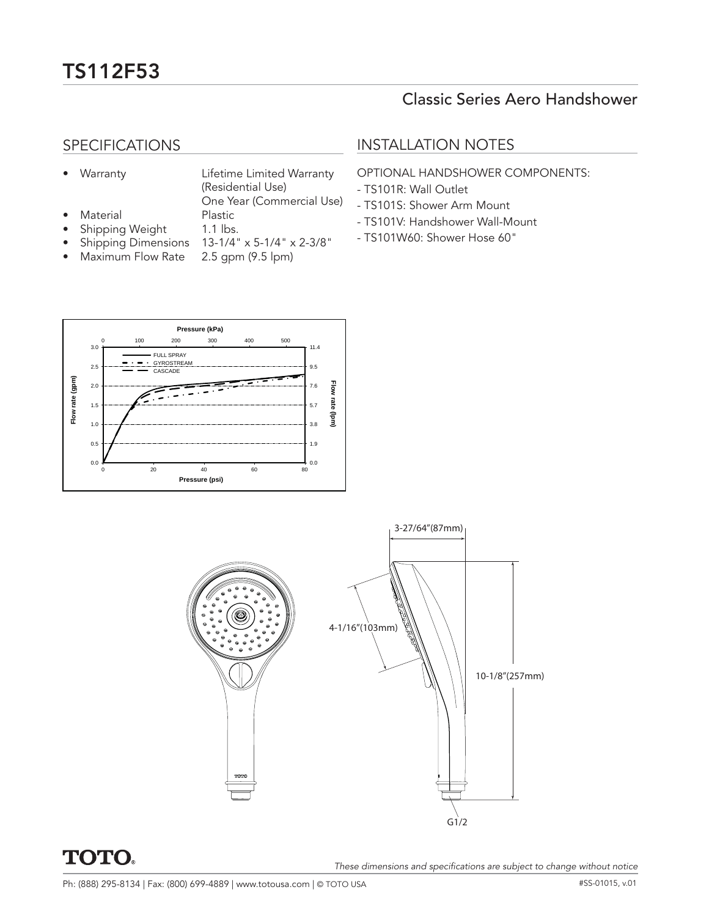# TS112F53

## Classic Series Aero Handshower

## SPECIFICATIONS

- Warranty: Lifetime Limited Warranty (Residential Use), One Year (Commercial Use)
- Material: Plastic
- Shipping Weight: 1.1 lbs.
- Shipping Dimensions: 13-1/4" x 5-1/4" x 2-3/8"
- Maximum Flow Rate: 2.5 gpm (9.5 lpm)

## INSTALLATION NOTES

OPTIONAL HANDSHOWER COMPONENTS:

- TS101R: Wall Outlet
- TS101S: Shower Arm Mount
- TS101V: Handshower Wall-Mount
- TS101W60: Shower Hose 60"

Pressure (kPa)
0 100 200 300 400 500
Flow rate (gpm)
3.0 2.5 2.0 1.5 1.0 0.5 0.0
Flow rate (lpm)
11.4 9.5 7.6 5.7 3.8 1.9 0.0
FULL SPRAY
GYROSTREAM
CASCADE
0 20 40 60 80
Pressure (psi)

3-27/64"(87mm)
4-1/16"(103mm)
10-1/8"(257mm)
G1/2

*These dimensions and specifications are subject to change without notice*

Ph: (888) 295-8134 | Fax: (800) 699-4889 | www.totousa.com | © TOTO USA

#SS-01015, v.01